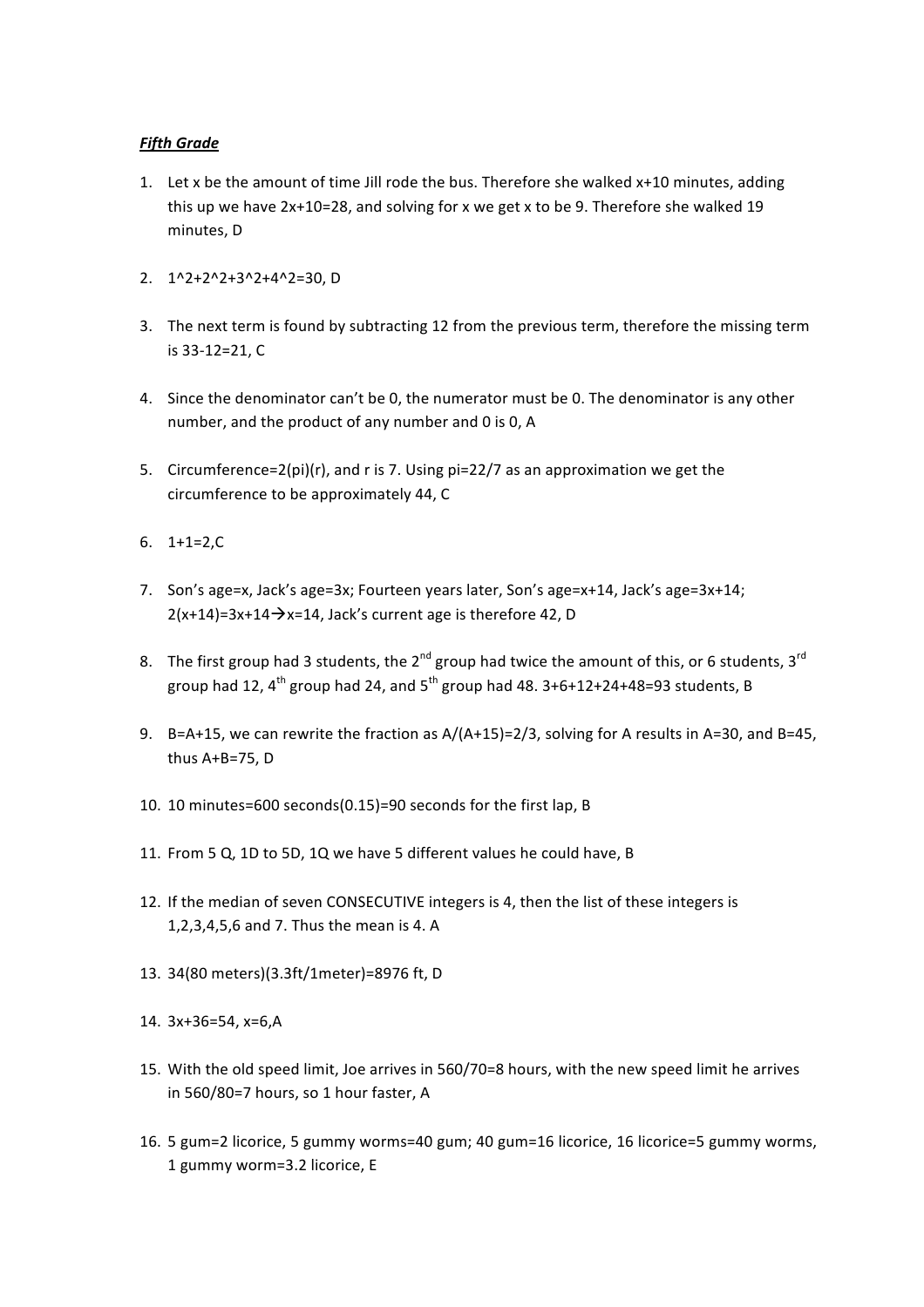***Fifth Grade***

1. Let x be the amount of time Jill rode the bus. Therefore she walked x+10 minutes, adding this up we have 2x+10=28, and solving for x we get x to be 9. Therefore she walked 19 minutes, D

2. 1^2+2^2+3^2+4^2=30, D

3. The next term is found by subtracting 12 from the previous term, therefore the missing term is 33-12=21, C

4. Since the denominator can't be 0, the numerator must be 0. The denominator is any other number, and the product of any number and 0 is 0, A

5. Circumference=2(pi)(r), and r is 7. Using pi=22/7 as an approximation we get the circumference to be approximately 44, C

6. 1+1=2,C

7. Son's age=x, Jack's age=3x; Fourteen years later, Son's age=x+14, Jack's age=3x+14; 2(x+14)=3x+14→x=14, Jack's current age is therefore 42, D

8. The first group had 3 students, the 2nd group had twice the amount of this, or 6 students, 3rd group had 12, 4th group had 24, and 5th group had 48. 3+6+12+24+48=93 students, B

9. B=A+15, we can rewrite the fraction as A/(A+15)=2/3, solving for A results in A=30, and B=45, thus A+B=75, D

10. 10 minutes=600 seconds(0.15)=90 seconds for the first lap, B

11. From 5 Q, 1D to 5D, 1Q we have 5 different values he could have, B

12. If the median of seven CONSECUTIVE integers is 4, then the list of these integers is 1,2,3,4,5,6 and 7. Thus the mean is 4. A

13. 34(80 meters)(3.3ft/1meter)=8976 ft, D

14. 3x+36=54, x=6,A

15. With the old speed limit, Joe arrives in 560/70=8 hours, with the new speed limit he arrives in 560/80=7 hours, so 1 hour faster, A

16. 5 gum=2 licorice, 5 gummy worms=40 gum; 40 gum=16 licorice, 16 licorice=5 gummy worms, 1 gummy worm=3.2 licorice, E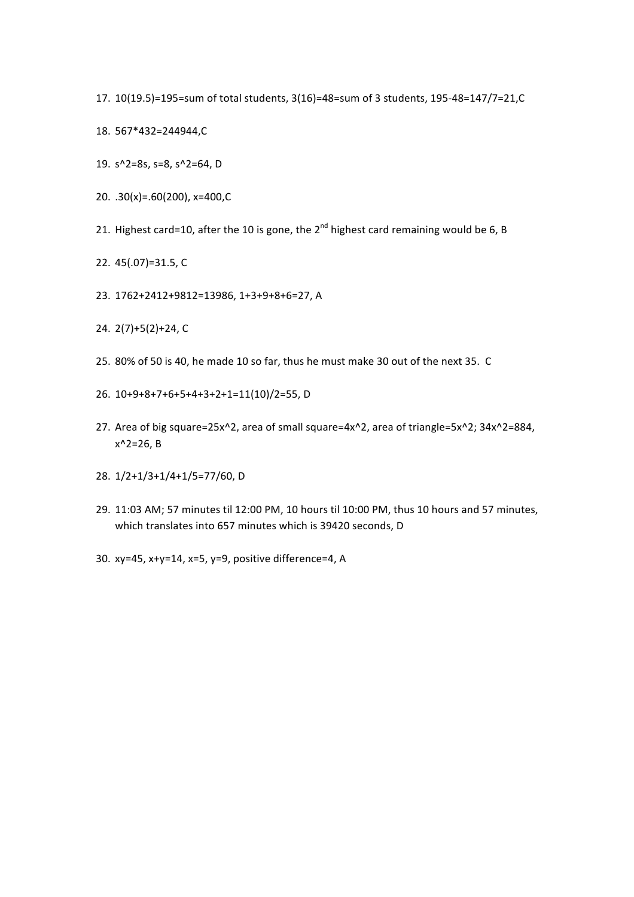17. $10(19.5)=195$=sum of total students, $3(16)=48$=sum of 3 students, $195-48=147/7=21$,C

18. $567*432=244944$,C

19. $s^2=8s$, $s=8$, $s^2=64$, D

20. $.30(x)=.60(200)$, $x=400$,C

21. Highest card=10, after the 10 is gone, the 2nd highest card remaining would be 6, B

22. $45(.07)=31.5$, C

23. $1762+2412+9812=13986$, $1+3+9+8+6=27$, A

24. $2(7)+5(2)+24$, C

25. 80% of 50 is 40, he made 10 so far, thus he must make 30 out of the next 35. C

26. $10+9+8+7+6+5+4+3+2+1=11(10)/2=55$, D

27. Area of big square=$25x^2$, area of small square=$4x^2$, area of triangle=$5x^2$; $34x^2=884$, $x^2=26$, B

28. $1/2+1/3+1/4+1/5=77/60$, D

29. 11:03 AM; 57 minutes til 12:00 PM, 10 hours til 10:00 PM, thus 10 hours and 57 minutes, which translates into 657 minutes which is 39420 seconds, D

30. $xy=45$, $x+y=14$, $x=5$, $y=9$, positive difference=4, A